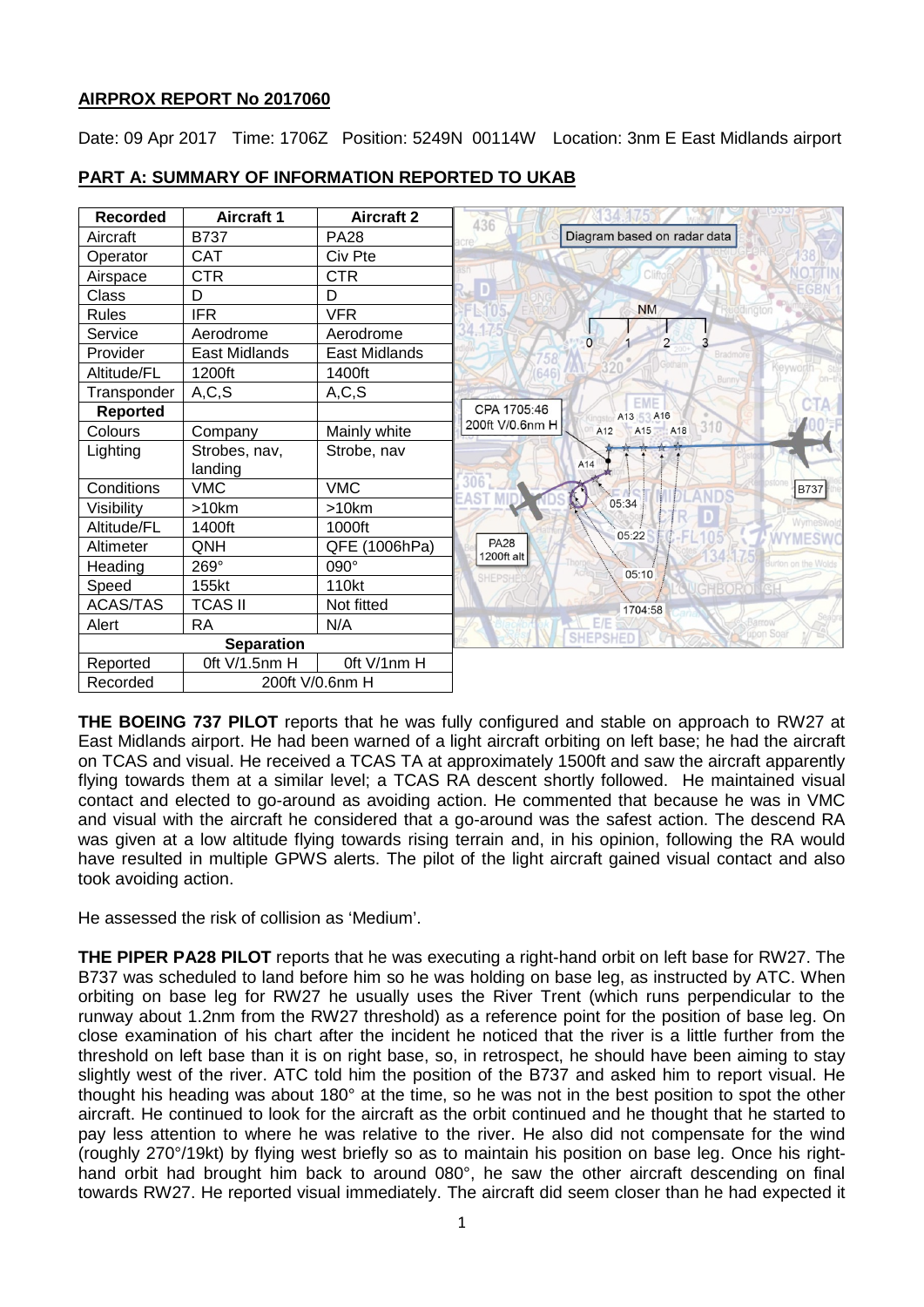**AIRPROX REPORT No 2017060**

Date: 09 Apr 2017 Time: 1706Z Position: 5249N 00114W Location: 3nm E East Midlands airport

## PART A: SUMMARY OF INFORMATION REPORTED TO UKAB

| Recorded | Aircraft 1 | Aircraft 2 |
|---|---|---|
| Aircraft | B737 | PA28 |
| Operator | CAT | Civ Pte |
| Airspace | CTR | CTR |
| Class | D | D |
| Rules | IFR | VFR |
| Service | Aerodrome | Aerodrome |
| Provider | East Midlands | East Midlands |
| Altitude/FL | 1200ft | 1400ft |
| Transponder | A,C,S | A,C,S |
| **Reported** | | |
| Colours | Company | Mainly white |
| Lighting | Strobes, nav, landing | Strobe, nav |
| Conditions | VMC | VMC |
| Visibility | >10km | >10km |
| Altitude/FL | 1400ft | 1000ft |
| Altimeter | QNH | QFE (1006hPa) |
| Heading | 269° | 090° |
| Speed | 155kt | 110kt |
| ACAS/TAS | TCAS II | Not fitted |
| Alert | RA | N/A |
| **Separation** | | |
| Reported | 0ft V/1.5nm H | 0ft V/1nm H |
| Recorded | 200ft V/0.6nm H | |

Diagram based on radar data

CPA 1705:46
200ft V/0.6nm H

**THE BOEING 737 PILOT** reports that he was fully configured and stable on approach to RW27 at East Midlands airport. He had been warned of a light aircraft orbiting on left base; he had the aircraft on TCAS and visual. He received a TCAS TA at approximately 1500ft and saw the aircraft apparently flying towards them at a similar level; a TCAS RA descent shortly followed. He maintained visual contact and elected to go-around as avoiding action. He commented that because he was in VMC and visual with the aircraft he considered that a go-around was the safest action. The descend RA was given at a low altitude flying towards rising terrain and, in his opinion, following the RA would have resulted in multiple GPWS alerts. The pilot of the light aircraft gained visual contact and also took avoiding action.

He assessed the risk of collision as 'Medium'.

**THE PIPER PA28 PILOT** reports that he was executing a right-hand orbit on left base for RW27. The B737 was scheduled to land before him so he was holding on base leg, as instructed by ATC. When orbiting on base leg for RW27 he usually uses the River Trent (which runs perpendicular to the runway about 1.2nm from the RW27 threshold) as a reference point for the position of base leg. On close examination of his chart after the incident he noticed that the river is a little further from the threshold on left base than it is on right base, so, in retrospect, he should have been aiming to stay slightly west of the river. ATC told him the position of the B737 and asked him to report visual. He thought his heading was about 180° at the time, so he was not in the best position to spot the other aircraft. He continued to look for the aircraft as the orbit continued and he thought that he started to pay less attention to where he was relative to the river. He also did not compensate for the wind (roughly 270°/19kt) by flying west briefly so as to maintain his position on base leg. Once his right-hand orbit had brought him back to around 080°, he saw the other aircraft descending on final towards RW27. He reported visual immediately. The aircraft did seem closer than he had expected it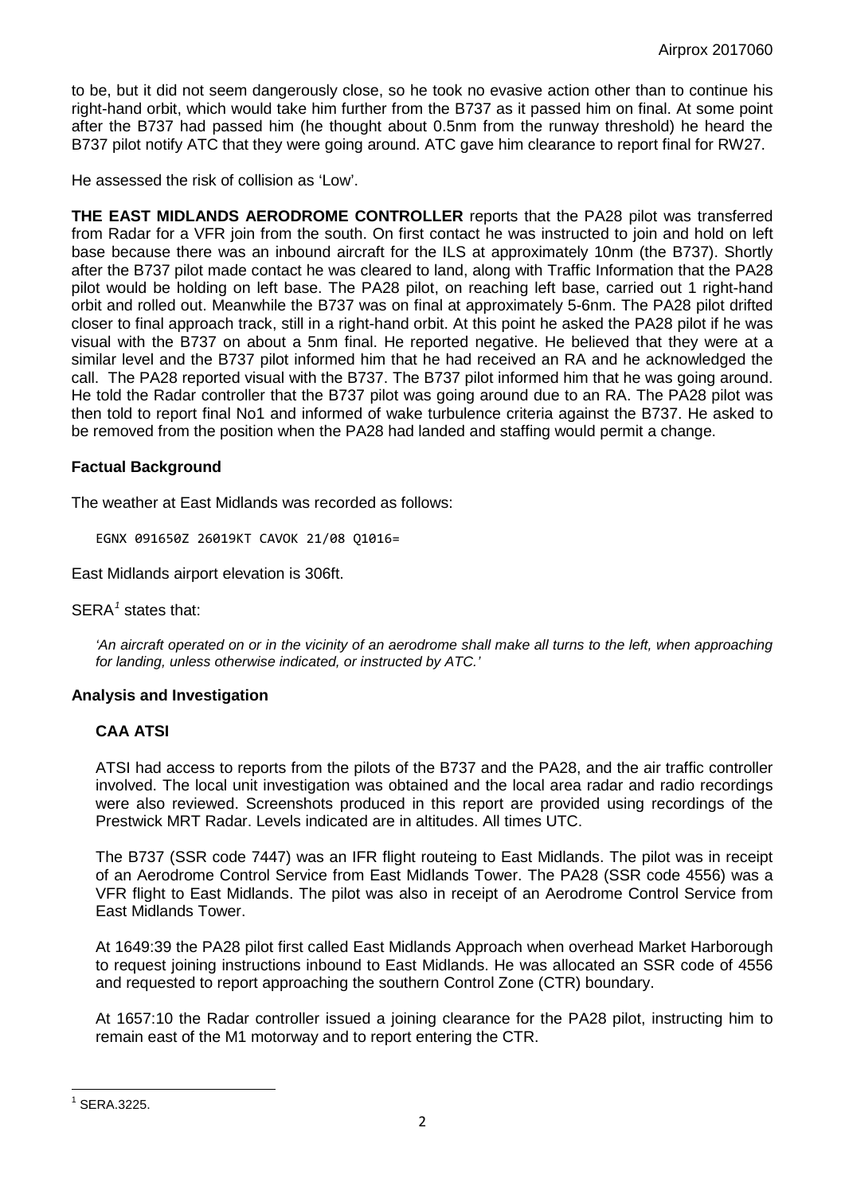to be, but it did not seem dangerously close, so he took no evasive action other than to continue his right-hand orbit, which would take him further from the B737 as it passed him on final. At some point after the B737 had passed him (he thought about 0.5nm from the runway threshold) he heard the B737 pilot notify ATC that they were going around. ATC gave him clearance to report final for RW27.

He assessed the risk of collision as 'Low'.

**THE EAST MIDLANDS AERODROME CONTROLLER** reports that the PA28 pilot was transferred from Radar for a VFR join from the south. On first contact he was instructed to join and hold on left base because there was an inbound aircraft for the ILS at approximately 10nm (the B737). Shortly after the B737 pilot made contact he was cleared to land, along with Traffic Information that the PA28 pilot would be holding on left base. The PA28 pilot, on reaching left base, carried out 1 right-hand orbit and rolled out. Meanwhile the B737 was on final at approximately 5-6nm. The PA28 pilot drifted closer to final approach track, still in a right-hand orbit. At this point he asked the PA28 pilot if he was visual with the B737 on about a 5nm final. He reported negative. He believed that they were at a similar level and the B737 pilot informed him that he had received an RA and he acknowledged the call. The PA28 reported visual with the B737. The B737 pilot informed him that he was going around. He told the Radar controller that the B737 pilot was going around due to an RA. The PA28 pilot was then told to report final No1 and informed of wake turbulence criteria against the B737. He asked to be removed from the position when the PA28 had landed and staffing would permit a change.

## Factual Background

The weather at East Midlands was recorded as follows:

```
EGNX 091650Z 26019KT CAVOK 21/08 Q1016=
```

East Midlands airport elevation is 306ft.

SERA[1] states that:

> *'An aircraft operated on or in the vicinity of an aerodrome shall make all turns to the left, when approaching for landing, unless otherwise indicated, or instructed by ATC.'*

## Analysis and Investigation

### CAA ATSI

ATSI had access to reports from the pilots of the B737 and the PA28, and the air traffic controller involved. The local unit investigation was obtained and the local area radar and radio recordings were also reviewed. Screenshots produced in this report are provided using recordings of the Prestwick MRT Radar. Levels indicated are in altitudes. All times UTC.

The B737 (SSR code 7447) was an IFR flight routeing to East Midlands. The pilot was in receipt of an Aerodrome Control Service from East Midlands Tower. The PA28 (SSR code 4556) was a VFR flight to East Midlands. The pilot was also in receipt of an Aerodrome Control Service from East Midlands Tower.

At 1649:39 the PA28 pilot first called East Midlands Approach when overhead Market Harborough to request joining instructions inbound to East Midlands. He was allocated an SSR code of 4556 and requested to report approaching the southern Control Zone (CTR) boundary.

At 1657:10 the Radar controller issued a joining clearance for the PA28 pilot, instructing him to remain east of the M1 motorway and to report entering the CTR.

---

[1] SERA.3225.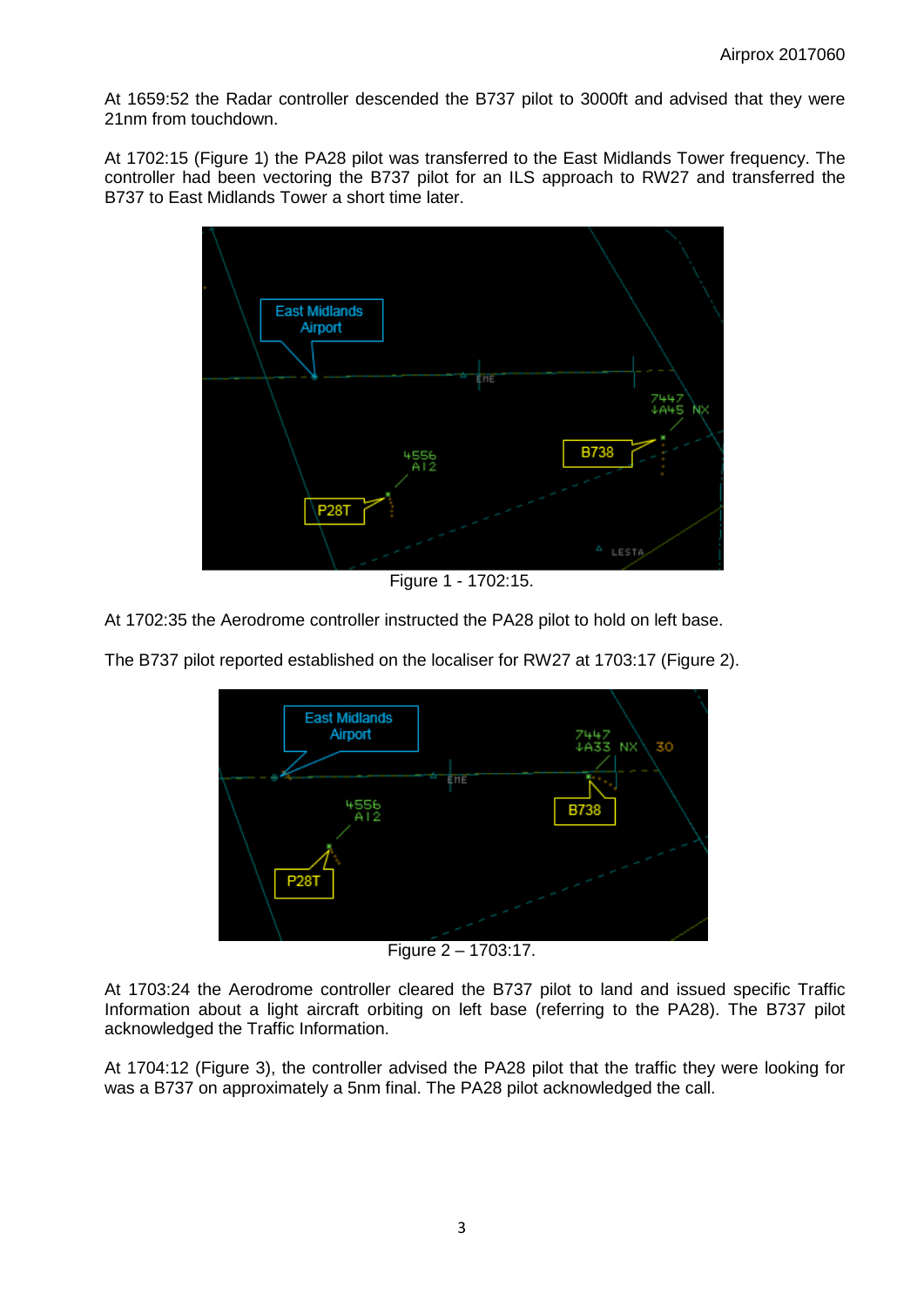At 1659:52 the Radar controller descended the B737 pilot to 3000ft and advised that they were 21nm from touchdown.

At 1702:15 (Figure 1) the PA28 pilot was transferred to the East Midlands Tower frequency. The controller had been vectoring the B737 pilot for an ILS approach to RW27 and transferred the B737 to East Midlands Tower a short time later.

Figure 1 - 1702:15.

At 1702:35 the Aerodrome controller instructed the PA28 pilot to hold on left base.

The B737 pilot reported established on the localiser for RW27 at 1703:17 (Figure 2).

Figure 2 – 1703:17.

At 1703:24 the Aerodrome controller cleared the B737 pilot to land and issued specific Traffic Information about a light aircraft orbiting on left base (referring to the PA28). The B737 pilot acknowledged the Traffic Information.

At 1704:12 (Figure 3), the controller advised the PA28 pilot that the traffic they were looking for was a B737 on approximately a 5nm final. The PA28 pilot acknowledged the call.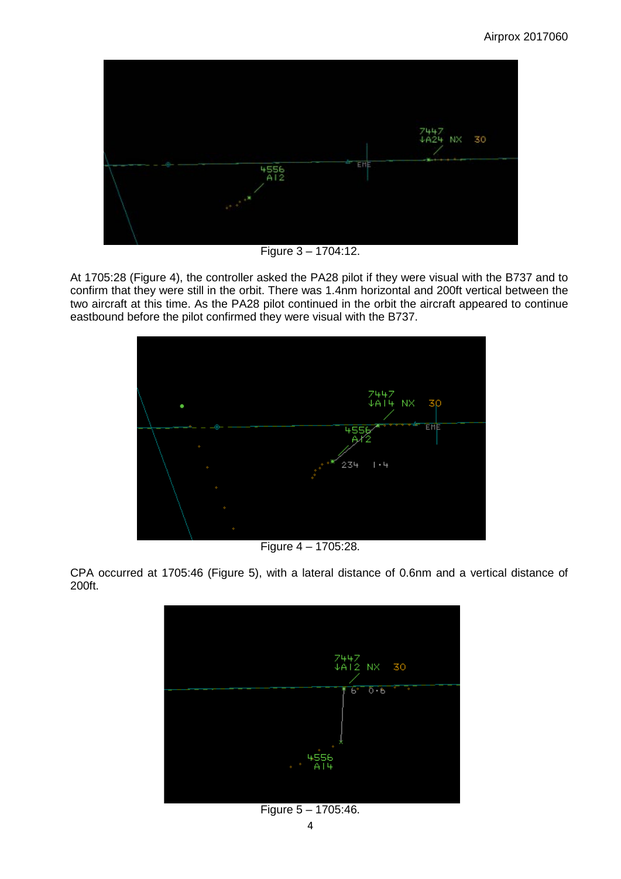Figure 3 – 1704:12.

At 1705:28 (Figure 4), the controller asked the PA28 pilot if they were visual with the B737 and to confirm that they were still in the orbit. There was 1.4nm horizontal and 200ft vertical between the two aircraft at this time. As the PA28 pilot continued in the orbit the aircraft appeared to continue eastbound before the pilot confirmed they were visual with the B737.

Figure 4 – 1705:28.

CPA occurred at 1705:46 (Figure 5), with a lateral distance of 0.6nm and a vertical distance of 200ft.

Figure 5 – 1705:46.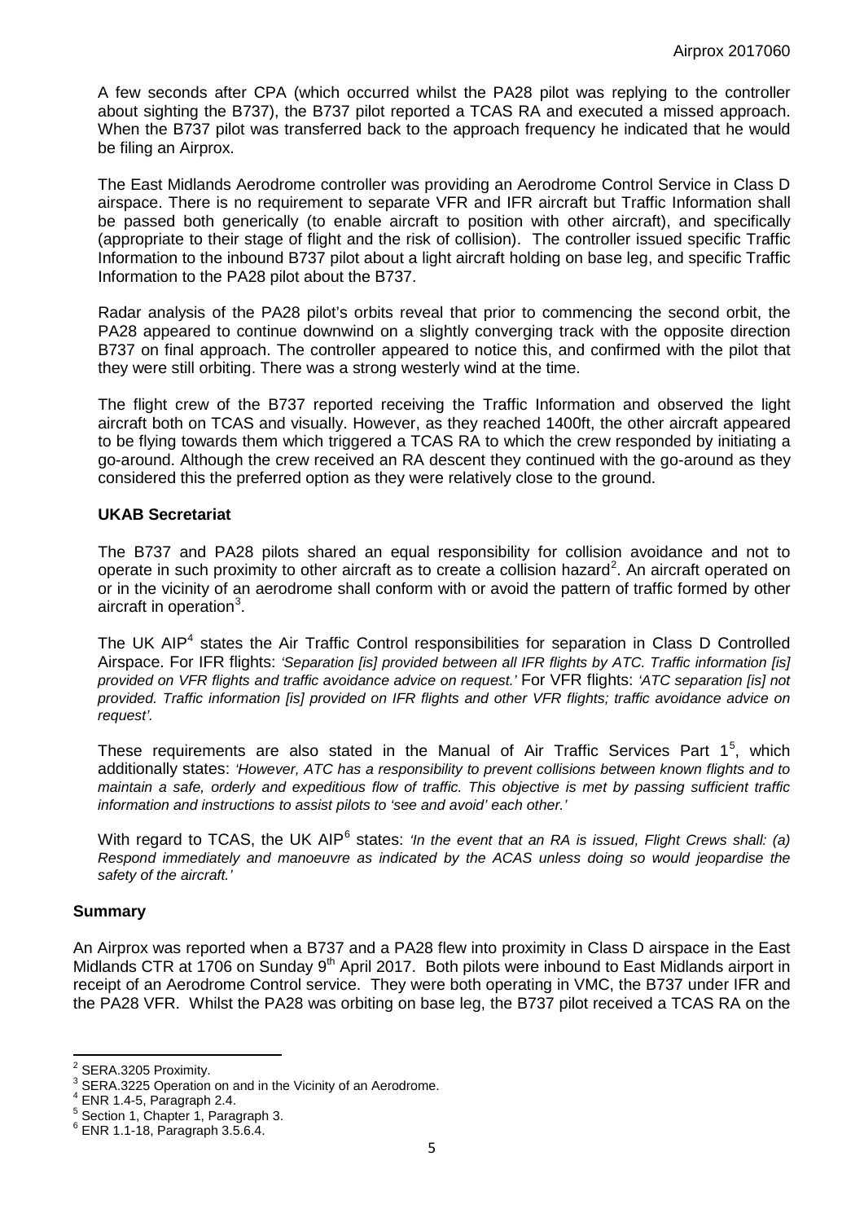A few seconds after CPA (which occurred whilst the PA28 pilot was replying to the controller about sighting the B737), the B737 pilot reported a TCAS RA and executed a missed approach. When the B737 pilot was transferred back to the approach frequency he indicated that he would be filing an Airprox.

The East Midlands Aerodrome controller was providing an Aerodrome Control Service in Class D airspace. There is no requirement to separate VFR and IFR aircraft but Traffic Information shall be passed both generically (to enable aircraft to position with other aircraft), and specifically (appropriate to their stage of flight and the risk of collision). The controller issued specific Traffic Information to the inbound B737 pilot about a light aircraft holding on base leg, and specific Traffic Information to the PA28 pilot about the B737.

Radar analysis of the PA28 pilot's orbits reveal that prior to commencing the second orbit, the PA28 appeared to continue downwind on a slightly converging track with the opposite direction B737 on final approach. The controller appeared to notice this, and confirmed with the pilot that they were still orbiting. There was a strong westerly wind at the time.

The flight crew of the B737 reported receiving the Traffic Information and observed the light aircraft both on TCAS and visually. However, as they reached 1400ft, the other aircraft appeared to be flying towards them which triggered a TCAS RA to which the crew responded by initiating a go-around. Although the crew received an RA descent they continued with the go-around as they considered this the preferred option as they were relatively close to the ground.

**UKAB Secretariat**

The B737 and PA28 pilots shared an equal responsibility for collision avoidance and not to operate in such proximity to other aircraft as to create a collision hazard[2]. An aircraft operated on or in the vicinity of an aerodrome shall conform with or avoid the pattern of traffic formed by other aircraft in operation[3].

The UK AIP[4] states the Air Traffic Control responsibilities for separation in Class D Controlled Airspace. For IFR flights: *'Separation [is] provided between all IFR flights by ATC. Traffic information [is] provided on VFR flights and traffic avoidance advice on request.'* For VFR flights: *'ATC separation [is] not provided. Traffic information [is] provided on IFR flights and other VFR flights; traffic avoidance advice on request'.*

These requirements are also stated in the Manual of Air Traffic Services Part 1[5], which additionally states: *'However, ATC has a responsibility to prevent collisions between known flights and to maintain a safe, orderly and expeditious flow of traffic. This objective is met by passing sufficient traffic information and instructions to assist pilots to 'see and avoid' each other.'*

With regard to TCAS, the UK AIP[6] states: *'In the event that an RA is issued, Flight Crews shall: (a) Respond immediately and manoeuvre as indicated by the ACAS unless doing so would jeopardise the safety of the aircraft.'*

## Summary

An Airprox was reported when a B737 and a PA28 flew into proximity in Class D airspace in the East Midlands CTR at 1706 on Sunday 9th April 2017. Both pilots were inbound to East Midlands airport in receipt of an Aerodrome Control service. They were both operating in VMC, the B737 under IFR and the PA28 VFR. Whilst the PA28 was orbiting on base leg, the B737 pilot received a TCAS RA on the

---

[2] SERA.3205 Proximity.
[3] SERA.3225 Operation on and in the Vicinity of an Aerodrome.
[4] ENR 1.4-5, Paragraph 2.4.
[5] Section 1, Chapter 1, Paragraph 3.
[6] ENR 1.1-18, Paragraph 3.5.6.4.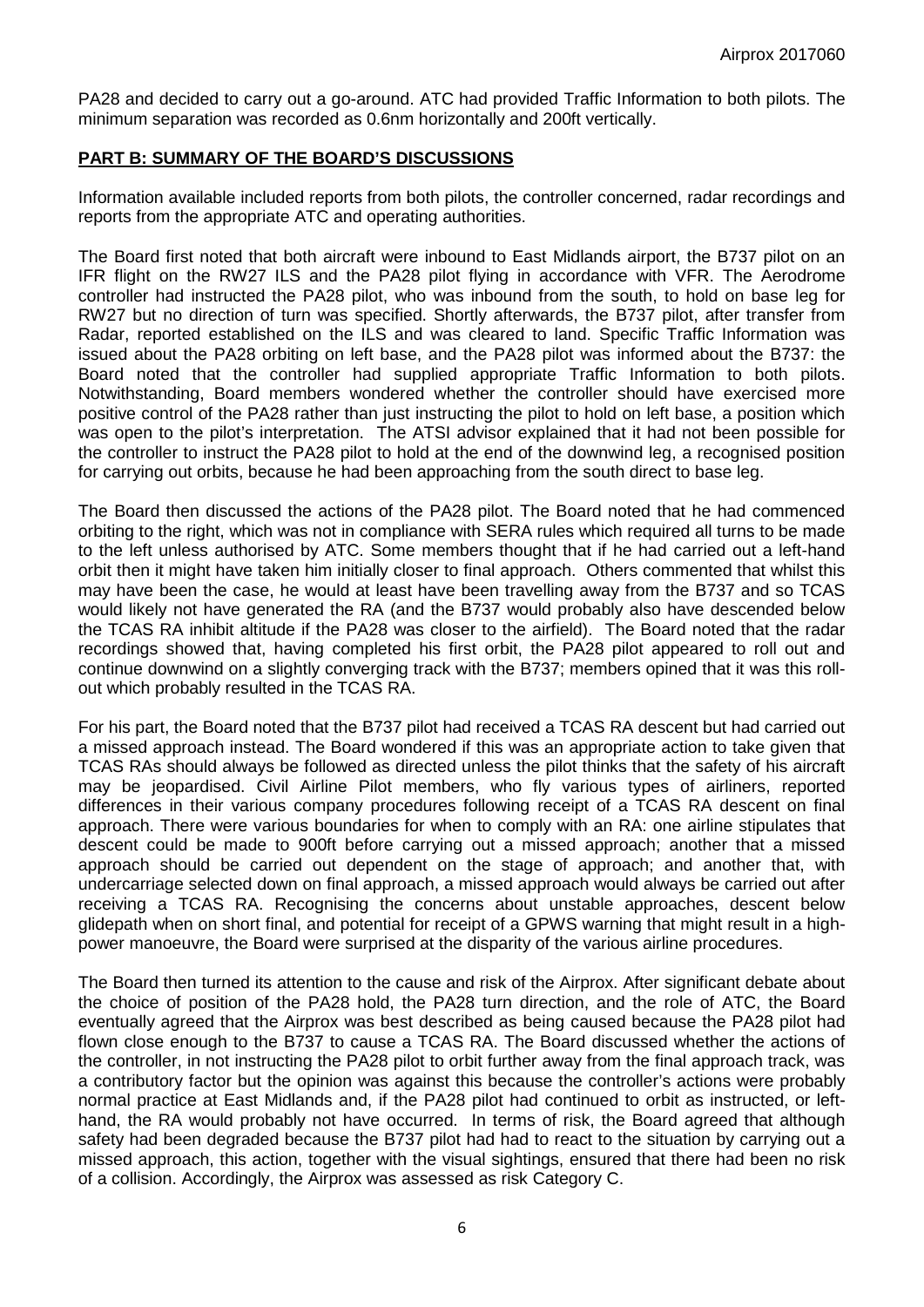PA28 and decided to carry out a go-around. ATC had provided Traffic Information to both pilots. The minimum separation was recorded as 0.6nm horizontally and 200ft vertically.

## PART B: SUMMARY OF THE BOARD'S DISCUSSIONS

Information available included reports from both pilots, the controller concerned, radar recordings and reports from the appropriate ATC and operating authorities.

The Board first noted that both aircraft were inbound to East Midlands airport, the B737 pilot on an IFR flight on the RW27 ILS and the PA28 pilot flying in accordance with VFR. The Aerodrome controller had instructed the PA28 pilot, who was inbound from the south, to hold on base leg for RW27 but no direction of turn was specified. Shortly afterwards, the B737 pilot, after transfer from Radar, reported established on the ILS and was cleared to land. Specific Traffic Information was issued about the PA28 orbiting on left base, and the PA28 pilot was informed about the B737: the Board noted that the controller had supplied appropriate Traffic Information to both pilots. Notwithstanding, Board members wondered whether the controller should have exercised more positive control of the PA28 rather than just instructing the pilot to hold on left base, a position which was open to the pilot's interpretation. The ATSI advisor explained that it had not been possible for the controller to instruct the PA28 pilot to hold at the end of the downwind leg, a recognised position for carrying out orbits, because he had been approaching from the south direct to base leg.

The Board then discussed the actions of the PA28 pilot. The Board noted that he had commenced orbiting to the right, which was not in compliance with SERA rules which required all turns to be made to the left unless authorised by ATC. Some members thought that if he had carried out a left-hand orbit then it might have taken him initially closer to final approach. Others commented that whilst this may have been the case, he would at least have been travelling away from the B737 and so TCAS would likely not have generated the RA (and the B737 would probably also have descended below the TCAS RA inhibit altitude if the PA28 was closer to the airfield). The Board noted that the radar recordings showed that, having completed his first orbit, the PA28 pilot appeared to roll out and continue downwind on a slightly converging track with the B737; members opined that it was this roll-out which probably resulted in the TCAS RA.

For his part, the Board noted that the B737 pilot had received a TCAS RA descent but had carried out a missed approach instead. The Board wondered if this was an appropriate action to take given that TCAS RAs should always be followed as directed unless the pilot thinks that the safety of his aircraft may be jeopardised. Civil Airline Pilot members, who fly various types of airliners, reported differences in their various company procedures following receipt of a TCAS RA descent on final approach. There were various boundaries for when to comply with an RA: one airline stipulates that descent could be made to 900ft before carrying out a missed approach; another that a missed approach should be carried out dependent on the stage of approach; and another that, with undercarriage selected down on final approach, a missed approach would always be carried out after receiving a TCAS RA. Recognising the concerns about unstable approaches, descent below glidepath when on short final, and potential for receipt of a GPWS warning that might result in a high-power manoeuvre, the Board were surprised at the disparity of the various airline procedures.

The Board then turned its attention to the cause and risk of the Airprox. After significant debate about the choice of position of the PA28 hold, the PA28 turn direction, and the role of ATC, the Board eventually agreed that the Airprox was best described as being caused because the PA28 pilot had flown close enough to the B737 to cause a TCAS RA. The Board discussed whether the actions of the controller, in not instructing the PA28 pilot to orbit further away from the final approach track, was a contributory factor but the opinion was against this because the controller's actions were probably normal practice at East Midlands and, if the PA28 pilot had continued to orbit as instructed, or left-hand, the RA would probably not have occurred. In terms of risk, the Board agreed that although safety had been degraded because the B737 pilot had had to react to the situation by carrying out a missed approach, this action, together with the visual sightings, ensured that there had been no risk of a collision. Accordingly, the Airprox was assessed as risk Category C.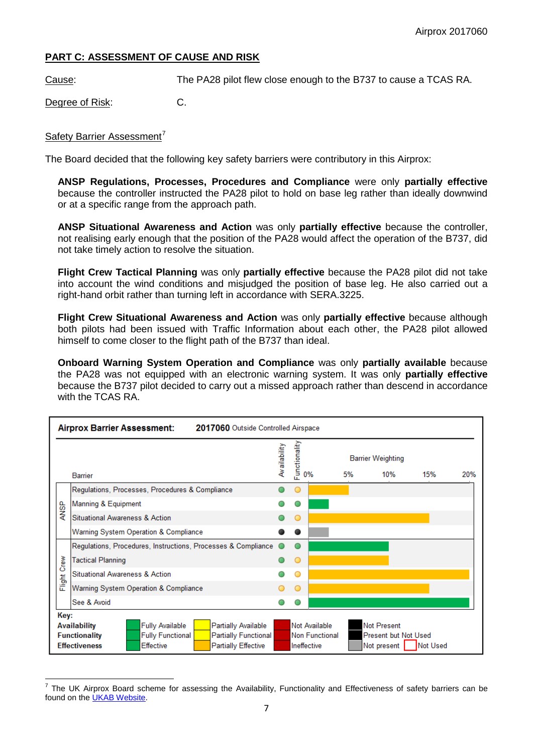## PART C: ASSESSMENT OF CAUSE AND RISK

Cause: The PA28 pilot flew close enough to the B737 to cause a TCAS RA.

Degree of Risk: C.

Safety Barrier Assessment[7]

The Board decided that the following key safety barriers were contributory in this Airprox:

**ANSP Regulations, Processes, Procedures and Compliance** were only **partially effective** because the controller instructed the PA28 pilot to hold on base leg rather than ideally downwind or at a specific range from the approach path.

**ANSP Situational Awareness and Action** was only **partially effective** because the controller, not realising early enough that the position of the PA28 would affect the operation of the B737, did not take timely action to resolve the situation.

**Flight Crew Tactical Planning** was only **partially effective** because the PA28 pilot did not take into account the wind conditions and misjudged the position of base leg. He also carried out a right-hand orbit rather than turning left in accordance with SERA.3225.

**Flight Crew Situational Awareness and Action** was only **partially effective** because although both pilots had been issued with Traffic Information about each other, the PA28 pilot allowed himself to come closer to the flight path of the B737 than ideal.

**Onboard Warning System Operation and Compliance** was only **partially available** because the PA28 was not equipped with an electronic warning system. It was only **partially effective** because the B737 pilot decided to carry out a missed approach rather than descend in accordance with the TCAS RA.

**Airprox Barrier Assessment:** **2017060** Outside Controlled Airspace

Barrier
Availability
Functionality
Barrier Weighting
0% 5% 10% 15% 20%

ANSP
Regulations, Processes, Procedures & Compliance
Manning & Equipment
Situational Awareness & Action
Warning System Operation & Compliance

Flight Crew
Regulations, Procedures, Instructions, Processes & Compliance
Tactical Planning
Situational Awareness & Action
Warning System Operation & Compliance
See & Avoid

Key:
Availability: Fully Available, Partially Available, Not Available, Not Present
Functionality: Fully Functional, Partially Functional, Non Functional, Present but Not Used
Effectiveness: Effective, Partially Effective, Ineffective, Not present, Not Used

---

[7] The UK Airprox Board scheme for assessing the Availability, Functionality and Effectiveness of safety barriers can be found on the UKAB Website.